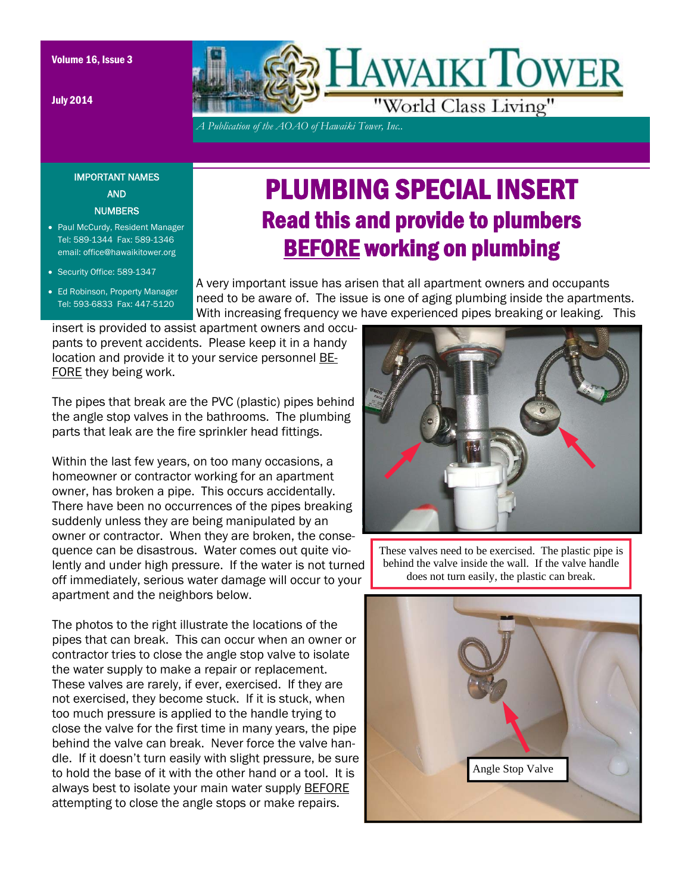Volume 16, Issue 3

July 2014

# HAWAIKI TOWER

"World Class Living"

*A Publication of the AOAO of Hawaiki Tower, Inc..*

IMPORTANT NAMES AND NUMBERS

- Paul McCurdy, Resident Manager Tel: 589-1344 Fax: 589-1346 email: office@hawaikitower.org
- Security Office: 589-1347
- Ed Robinson, Property Manager Tel: 593-6833 Fax: 447-5120

# PLUMBING SPECIAL INSERT

## Read this and provide to plumbers <u>BEFORE</u> working on plumbing

A very important issue has arisen that all apartment owners and occupants need to be aware of. The issue is one of aging plumbing inside the apartments. With increasing frequency we have experienced pipes breaking or leaking. This insert is provided to assist apartment owners and occupants to prevent accidents. Please keep it in a handy location and provide it to your service personnel <u>BEFORE</u> they being work.

The pipes that break are the PVC (plastic) pipes behind the angle stop valves in the bathrooms. The plumbing parts that leak are the fire sprinkler head fittings.

Within the last few years, on too many occasions, a homeowner or contractor working for an apartment owner, has broken a pipe. This occurs accidentally. There have been no occurrences of the pipes breaking suddenly unless they are being manipulated by an owner or contractor. When they are broken, the consequence can be disastrous. Water comes out quite violently and under high pressure. If the water is not turned off immediately, serious water damage will occur to your apartment and the neighbors below.

The photos to the right illustrate the locations of the pipes that can break. This can occur when an owner or contractor tries to close the angle stop valve to isolate the water supply to make a repair or replacement. These valves are rarely, if ever, exercised. If they are not exercised, they become stuck. If it is stuck, when too much pressure is applied to the handle trying to close the valve for the first time in many years, the pipe behind the valve can break. Never force the valve handle. If it doesn't turn easily with slight pressure, be sure to hold the base of it with the other hand or a tool. It is always best to isolate your main water supply <u>BEFORE</u> attempting to close the angle stops or make repairs.

These valves need to be exercised. The plastic pipe is behind the valve inside the wall. If the valve handle does not turn easily, the plastic can break.

Angle Stop Valve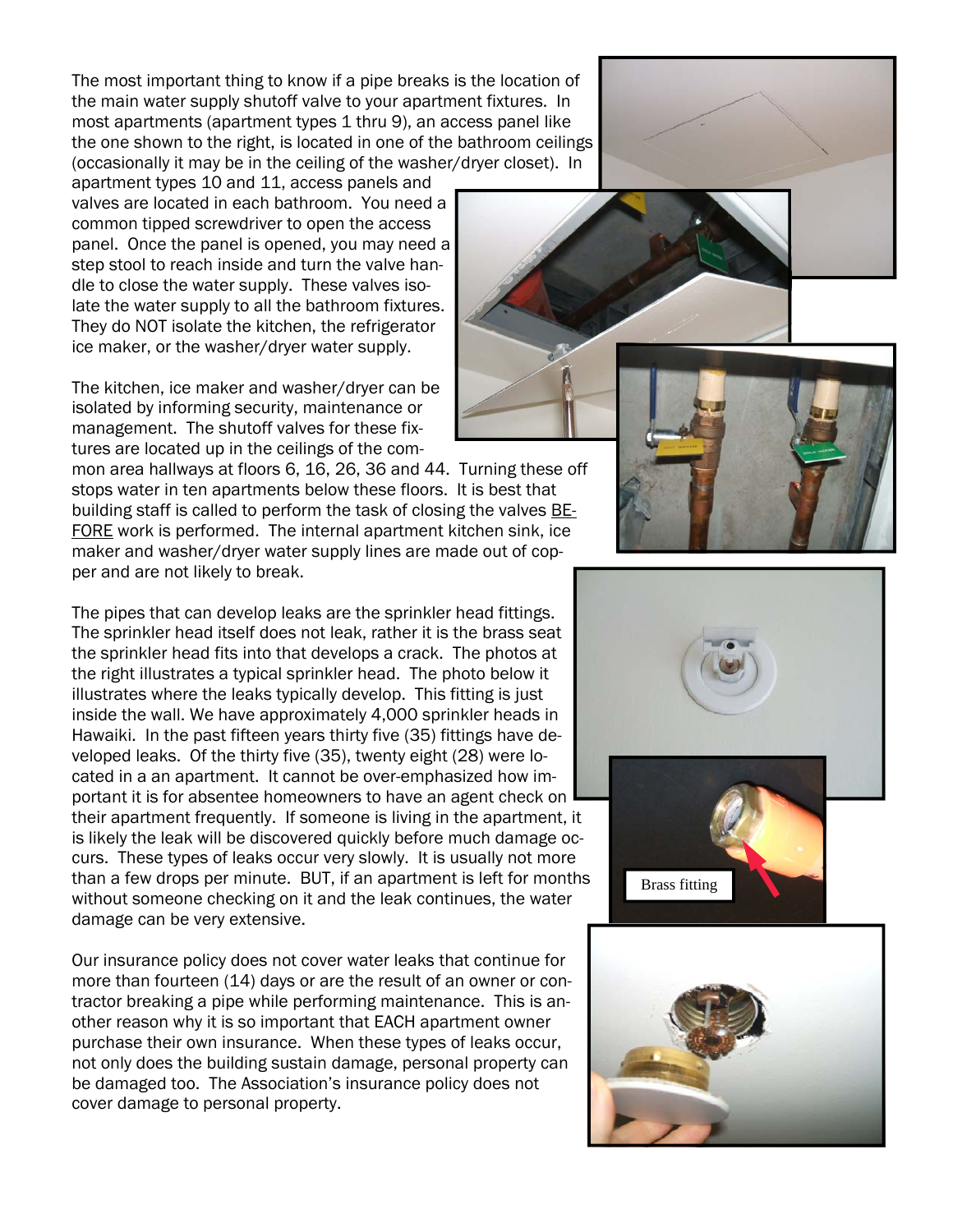The most important thing to know if a pipe breaks is the location of the main water supply shutoff valve to your apartment fixtures. In most apartments (apartment types 1 thru 9), an access panel like the one shown to the right, is located in one of the bathroom ceilings (occasionally it may be in the ceiling of the washer/dryer closet). In apartment types 10 and 11, access panels and valves are located in each bathroom. You need a common tipped screwdriver to open the access panel. Once the panel is opened, you may need a step stool to reach inside and turn the valve handle to close the water supply. These valves isolate the water supply to all the bathroom fixtures. They do NOT isolate the kitchen, the refrigerator ice maker, or the washer/dryer water supply.

The kitchen, ice maker and washer/dryer can be isolated by informing security, maintenance or management. The shutoff valves for these fixtures are located up in the ceilings of the common area hallways at floors 6, 16, 26, 36 and 44. Turning these off stops water in ten apartments below these floors. It is best that building staff is called to perform the task of closing the valves BEFORE work is performed. The internal apartment kitchen sink, ice maker and washer/dryer water supply lines are made out of copper and are not likely to break.

The pipes that can develop leaks are the sprinkler head fittings. The sprinkler head itself does not leak, rather it is the brass seat the sprinkler head fits into that develops a crack. The photos at the right illustrates a typical sprinkler head. The photo below it illustrates where the leaks typically develop. This fitting is just inside the wall. We have approximately 4,000 sprinkler heads in Hawaiki. In the past fifteen years thirty five (35) fittings have developed leaks. Of the thirty five (35), twenty eight (28) were located in a an apartment. It cannot be over-emphasized how important it is for absentee homeowners to have an agent check on their apartment frequently. If someone is living in the apartment, it is likely the leak will be discovered quickly before much damage occurs. These types of leaks occur very slowly. It is usually not more than a few drops per minute. BUT, if an apartment is left for months without someone checking on it and the leak continues, the water damage can be very extensive.

Brass fitting

Our insurance policy does not cover water leaks that continue for more than fourteen (14) days or are the result of an owner or contractor breaking a pipe while performing maintenance. This is another reason why it is so important that EACH apartment owner purchase their own insurance. When these types of leaks occur, not only does the building sustain damage, personal property can be damaged too. The Association's insurance policy does not cover damage to personal property.